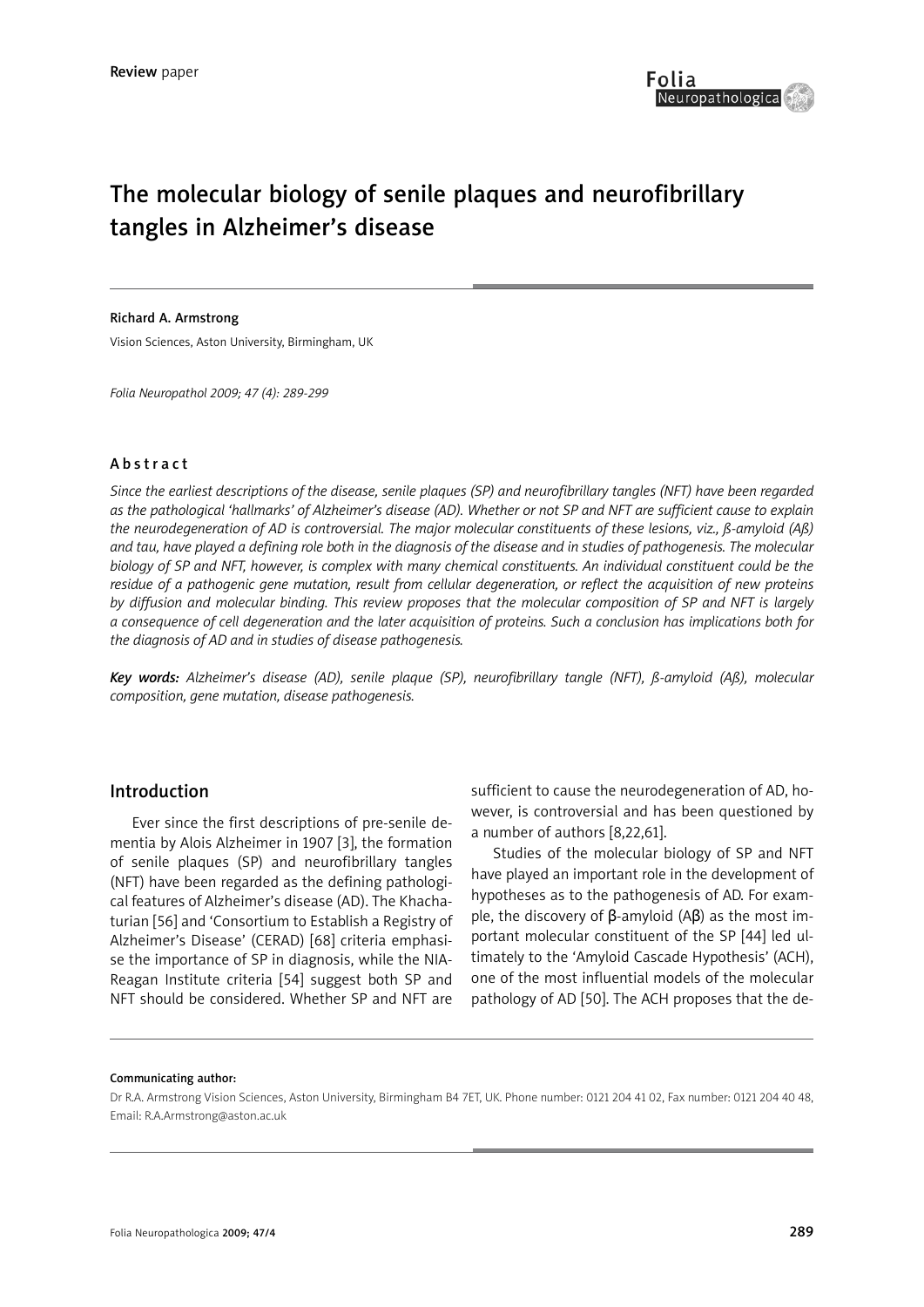**Review** paper

# The molecular biology of senile plaques and neurofibrillary tangles in Alzheimer's disease

**Richard A. Armstrong**

Vision Sciences, Aston University, Birmingham, UK

*Folia Neuropathol 2009; 47 (4): 289-299*

## Abstract

*Since the earliest descriptions of the disease, senile plaques (SP) and neurofibrillary tangles (NFT) have been regarded as the pathological 'hallmarks' of Alzheimer's disease (AD). Whether or not SP and NFT are sufficient cause to explain the neurodegeneration of AD is controversial. The major molecular constituents of these lesions, viz., ß-amyloid (Aß) and tau, have played a defining role both in the diagnosis of the disease and in studies of pathogenesis. The molecular biology of SP and NFT, however, is complex with many chemical constituents. An individual constituent could be the residue of a pathogenic gene mutation, result from cellular degeneration, or reflect the acquisition of new proteins by diffusion and molecular binding. This review proposes that the molecular composition of SP and NFT is largely a consequence of cell degeneration and the later acquisition of proteins. Such a conclusion has implications both for the diagnosis of AD and in studies of disease pathogenesis.*

***Key words:*** *Alzheimer's disease (AD), senile plaque (SP), neurofibrillary tangle (NFT), ß-amyloid (Aß), molecular composition, gene mutation, disease pathogenesis.*

## Introduction

Ever since the first descriptions of pre-senile dementia by Alois Alzheimer in 1907 [3], the formation of senile plaques (SP) and neurofibrillary tangles (NFT) have been regarded as the defining pathological features of Alzheimer's disease (AD). The Khachaturian [56] and 'Consortium to Establish a Registry of Alzheimer's Disease' (CERAD) [68] criteria emphasise the importance of SP in diagnosis, while the NIA-Reagan Institute criteria [54] suggest both SP and NFT should be considered. Whether SP and NFT are sufficient to cause the neurodegeneration of AD, however, is controversial and has been questioned by a number of authors [8,22,61].

Studies of the molecular biology of SP and NFT have played an important role in the development of hypotheses as to the pathogenesis of AD. For example, the discovery of β-amyloid (Aβ) as the most important molecular constituent of the SP [44] led ultimately to the 'Amyloid Cascade Hypothesis' (ACH), one of the most influential models of the molecular pathology of AD [50]. The ACH proposes that the de-

**Communicating author:**

Dr R.A. Armstrong Vision Sciences, Aston University, Birmingham B4 7ET, UK. Phone number: 0121 204 41 02, Fax number: 0121 204 40 48, Email: R.A.Armstrong@aston.ac.uk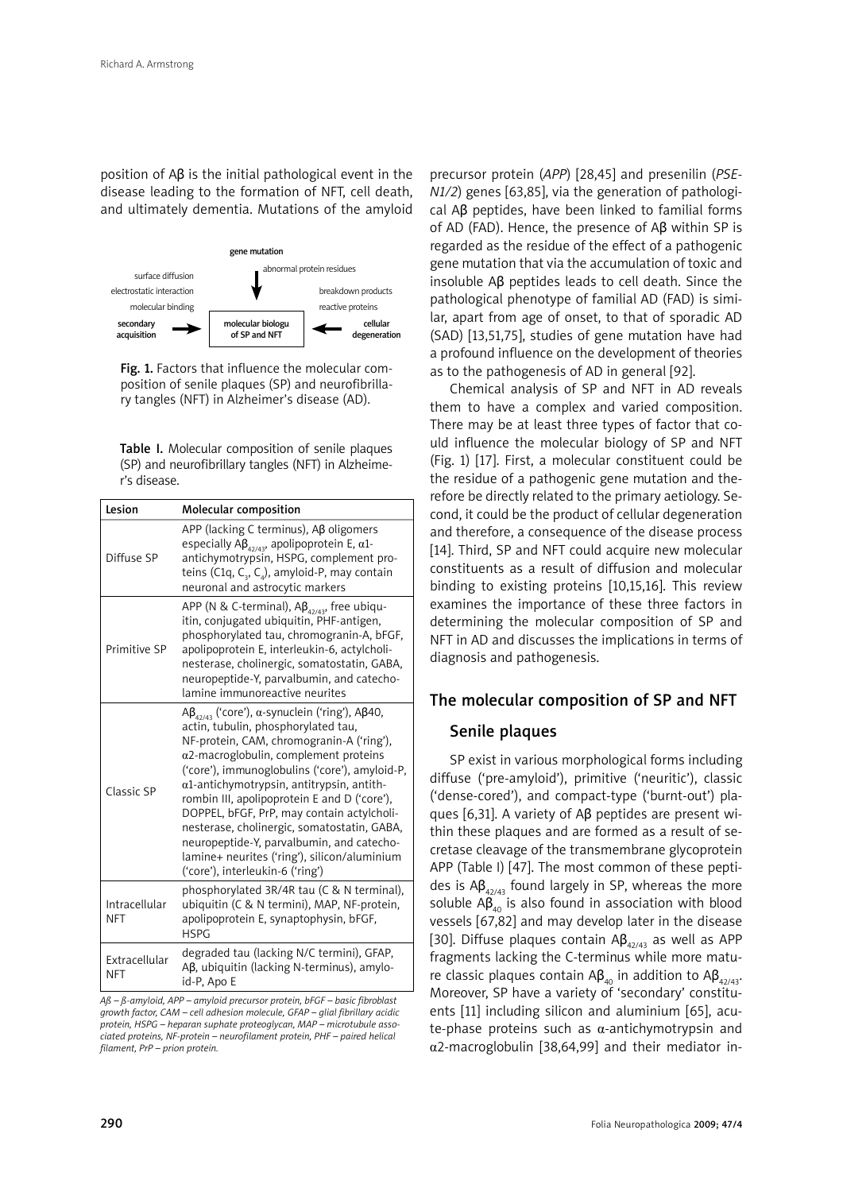position of Aβ is the initial pathological event in the disease leading to the formation of NFT, cell death, and ultimately dementia. Mutations of the amyloid precursor protein (*APP*) [28,45] and presenilin (*PSEN1/2*) genes [63,85], via the generation of pathological Aβ peptides, have been linked to familial forms of AD (FAD). Hence, the presence of Aβ within SP is regarded as the residue of the effect of a pathogenic gene mutation that via the accumulation of toxic and insoluble Aβ peptides leads to cell death. Since the pathological phenotype of familial AD (FAD) is similar, apart from age of onset, to that of sporadic AD (SAD) [13,51,75], studies of gene mutation have had a profound influence on the development of theories as to the pathogenesis of AD in general [92].

gene mutation

abnormal protein residues

surface diffusion

electrostatic interaction

molecular binding

secondary acquisition → molecular biologu of SP and NFT ← cellular degeneration

breakdown products

reactive proteins

**Fig. 1.** Factors that influence the molecular composition of senile plaques (SP) and neurofibrillary tangles (NFT) in Alzheimer's disease (AD).

**Table I.** Molecular composition of senile plaques (SP) and neurofibrillary tangles (NFT) in Alzheimer's disease.

| Lesion | Molecular composition |
|---|---|
| Diffuse SP | APP (lacking C terminus), Aβ oligomers especially $A\beta_{42/43}$, apolipoprotein E, α1-antichymotrypsin, HSPG, complement proteins (C1q, $C_3$, $C_4$), amyloid-P, may contain neuronal and astrocytic markers |
| Primitive SP | APP (N & C-terminal), $A\beta_{42/43}$, free ubiquitin, conjugated ubiquitin, PHF-antigen, phosphorylated tau, chromogranin-A, bFGF, apolipoprotein E, interleukin-6, actylcholinesterase, cholinergic, somatostatin, GABA, neuropeptide-Y, parvalbumin, and catecholamine immunoreactive neurites |
| Classic SP | $A\beta_{42/43}$ ('core'), α-synuclein ('ring'), Aβ40, actin, tubulin, phosphorylated tau, NF-protein, CAM, chromogranin-A ('ring'), α2-macroglobulin, complement proteins ('core'), immunoglobulins ('core'), amyloid-P, α1-antichymotrypsin, antitrypsin, antithrombin III, apolipoprotein E and D ('core'), DOPPEL, bFGF, PrP, may contain actylcholinesterase, cholinergic, somatostatin, GABA, neuropeptide-Y, parvalbumin, and catecholamine+ neurites ('ring'), silicon/aluminium ('core'), interleukin-6 ('ring') |
| Intracellular NFT | phosphorylated 3R/4R tau (C & N terminal), ubiquitin (C & N termini), MAP, NF-protein, apolipoprotein E, synaptophysin, bFGF, HSPG |
| Extracellular NFT | degraded tau (lacking N/C termini), GFAP, Aβ, ubiquitin (lacking N-terminus), amyloid-P, Apo E |

*Aβ – β-amyloid, APP – amyloid precursor protein, bFGF – basic fibroblast growth factor, CAM – cell adhesion molecule, GFAP – glial fibrillary acidic protein, HSPG – heparan suphate proteoglycan, MAP – microtubule associated proteins, NF-protein – neurofilament protein, PHF – paired helical filament, PrP – prion protein.*

Chemical analysis of SP and NFT in AD reveals them to have a complex and varied composition. There may be at least three types of factor that could influence the molecular biology of SP and NFT (Fig. 1) [17]. First, a molecular constituent could be the residue of a pathogenic gene mutation and therefore be directly related to the primary aetiology. Second, it could be the product of cellular degeneration and therefore, a consequence of the disease process [14]. Third, SP and NFT could acquire new molecular constituents as a result of diffusion and molecular binding to existing proteins [10,15,16]. This review examines the importance of these three factors in determining the molecular composition of SP and NFT in AD and discusses the implications in terms of diagnosis and pathogenesis.

## The molecular composition of SP and NFT

### Senile plaques

SP exist in various morphological forms including diffuse ('pre-amyloid'), primitive ('neuritic'), classic ('dense-cored'), and compact-type ('burnt-out') plaques [6,31]. A variety of Aβ peptides are present within these plaques and are formed as a result of secretase cleavage of the transmembrane glycoprotein APP (Table I) [47]. The most common of these peptides is $A\beta_{42/43}$ found largely in SP, whereas the more soluble $A\beta_{40}$ is also found in association with blood vessels [67,82] and may develop later in the disease [30]. Diffuse plaques contain $A\beta_{42/43}$ as well as APP fragments lacking the C-terminus while more mature classic plaques contain $A\beta_{40}$ in addition to $A\beta_{42/43}$. Moreover, SP have a variety of 'secondary' constituents [11] including silicon and aluminium [65], acute-phase proteins such as α-antichymotrypsin and α2-macroglobulin [38,64,99] and their mediator in-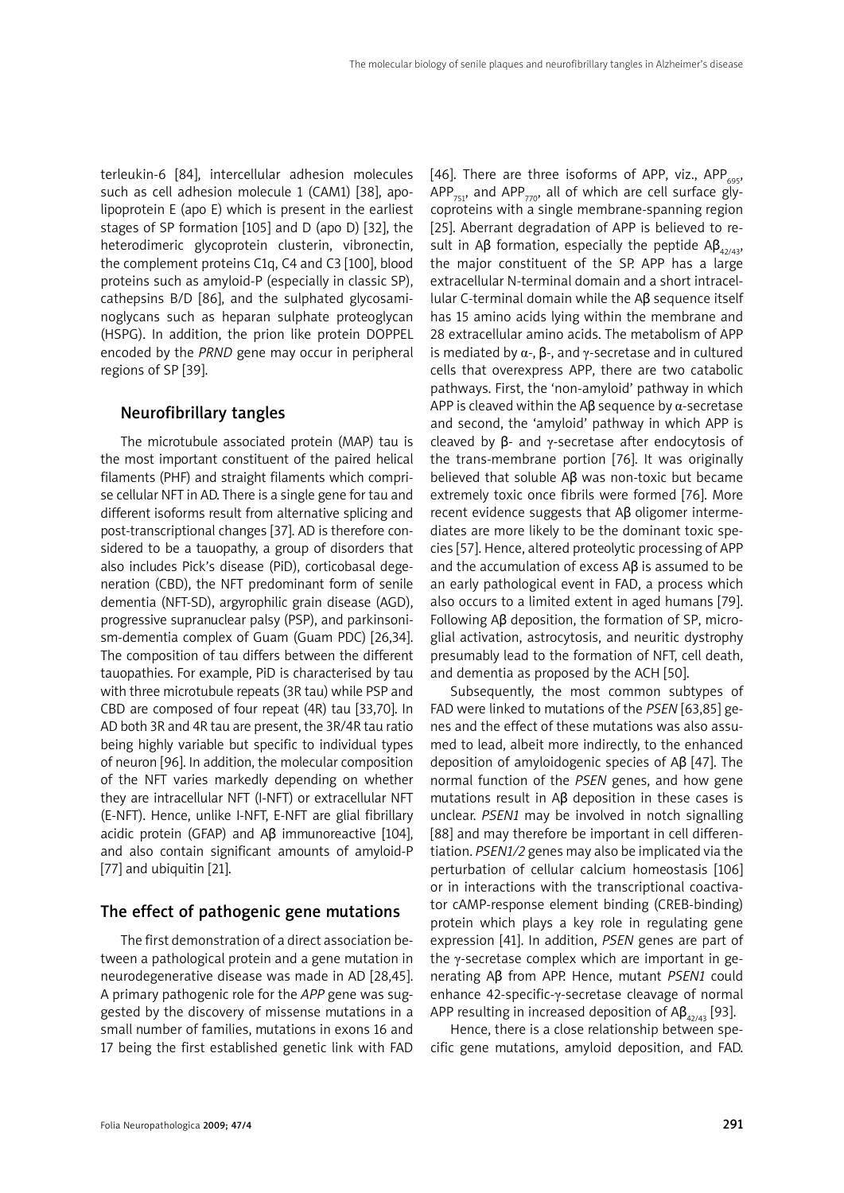terleukin-6 [84], intercellular adhesion molecules such as cell adhesion molecule 1 (CAM1) [38], apolipoprotein E (apo E) which is present in the earliest stages of SP formation [105] and D (apo D) [32], the heterodimeric glycoprotein clusterin, vibronectin, the complement proteins C1q, C4 and C3 [100], blood proteins such as amyloid-P (especially in classic SP), cathepsins B/D [86], and the sulphated glycosaminoglycans such as heparan sulphate proteoglycan (HSPG). In addition, the prion like protein DOPPEL encoded by the *PRND* gene may occur in peripheral regions of SP [39].

## Neurofibrillary tangles

The microtubule associated protein (MAP) tau is the most important constituent of the paired helical filaments (PHF) and straight filaments which comprise cellular NFT in AD. There is a single gene for tau and different isoforms result from alternative splicing and post-transcriptional changes [37]. AD is therefore considered to be a tauopathy, a group of disorders that also includes Pick's disease (PiD), corticobasal degeneration (CBD), the NFT predominant form of senile dementia (NFT-SD), argyrophilic grain disease (AGD), progressive supranuclear palsy (PSP), and parkinsonism-dementia complex of Guam (Guam PDC) [26,34]. The composition of tau differs between the different tauopathies. For example, PiD is characterised by tau with three microtubule repeats (3R tau) while PSP and CBD are composed of four repeat (4R) tau [33,70]. In AD both 3R and 4R tau are present, the 3R/4R tau ratio being highly variable but specific to individual types of neuron [96]. In addition, the molecular composition of the NFT varies markedly depending on whether they are intracellular NFT (I-NFT) or extracellular NFT (E-NFT). Hence, unlike I-NFT, E-NFT are glial fibrillary acidic protein (GFAP) and Aβ immunoreactive [104], and also contain significant amounts of amyloid-P [77] and ubiquitin [21].

## The effect of pathogenic gene mutations

The first demonstration of a direct association between a pathological protein and a gene mutation in neurodegenerative disease was made in AD [28,45]. A primary pathogenic role for the *APP* gene was suggested by the discovery of missense mutations in a small number of families, mutations in exons 16 and 17 being the first established genetic link with FAD [46]. There are three isoforms of APP, viz., $APP_{695}$, $APP_{751}$, and $APP_{770}$, all of which are cell surface glycoproteins with a single membrane-spanning region [25]. Aberrant degradation of APP is believed to result in Aβ formation, especially the peptide $Aβ_{42/43}$, the major constituent of the SP. APP has a large extracellular N-terminal domain and a short intracellular C-terminal domain while the Aβ sequence itself has 15 amino acids lying within the membrane and 28 extracellular amino acids. The metabolism of APP is mediated by α-, β-, and γ-secretase and in cultured cells that overexpress APP, there are two catabolic pathways. First, the 'non-amyloid' pathway in which APP is cleaved within the Aβ sequence by α-secretase and second, the 'amyloid' pathway in which APP is cleaved by β- and γ-secretase after endocytosis of the trans-membrane portion [76]. It was originally believed that soluble Aβ was non-toxic but became extremely toxic once fibrils were formed [76]. More recent evidence suggests that Aβ oligomer intermediates are more likely to be the dominant toxic species [57]. Hence, altered proteolytic processing of APP and the accumulation of excess Aβ is assumed to be an early pathological event in FAD, a process which also occurs to a limited extent in aged humans [79]. Following Aβ deposition, the formation of SP, microglial activation, astrocytosis, and neuritic dystrophy presumably lead to the formation of NFT, cell death, and dementia as proposed by the ACH [50].

Subsequently, the most common subtypes of FAD were linked to mutations of the *PSEN* [63,85] genes and the effect of these mutations was also assumed to lead, albeit more indirectly, to the enhanced deposition of amyloidogenic species of Aβ [47]. The normal function of the *PSEN* genes, and how gene mutations result in Aβ deposition in these cases is unclear. *PSEN1* may be involved in notch signalling [88] and may therefore be important in cell differentiation. *PSEN1/2* genes may also be implicated via the perturbation of cellular calcium homeostasis [106] or in interactions with the transcriptional coactivator cAMP-response element binding (CREB-binding) protein which plays a key role in regulating gene expression [41]. In addition, *PSEN* genes are part of the γ-secretase complex which are important in generating Aβ from APP. Hence, mutant *PSEN1* could enhance 42-specific-γ-secretase cleavage of normal APP resulting in increased deposition of $Aβ_{42/43}$ [93].

Hence, there is a close relationship between specific gene mutations, amyloid deposition, and FAD.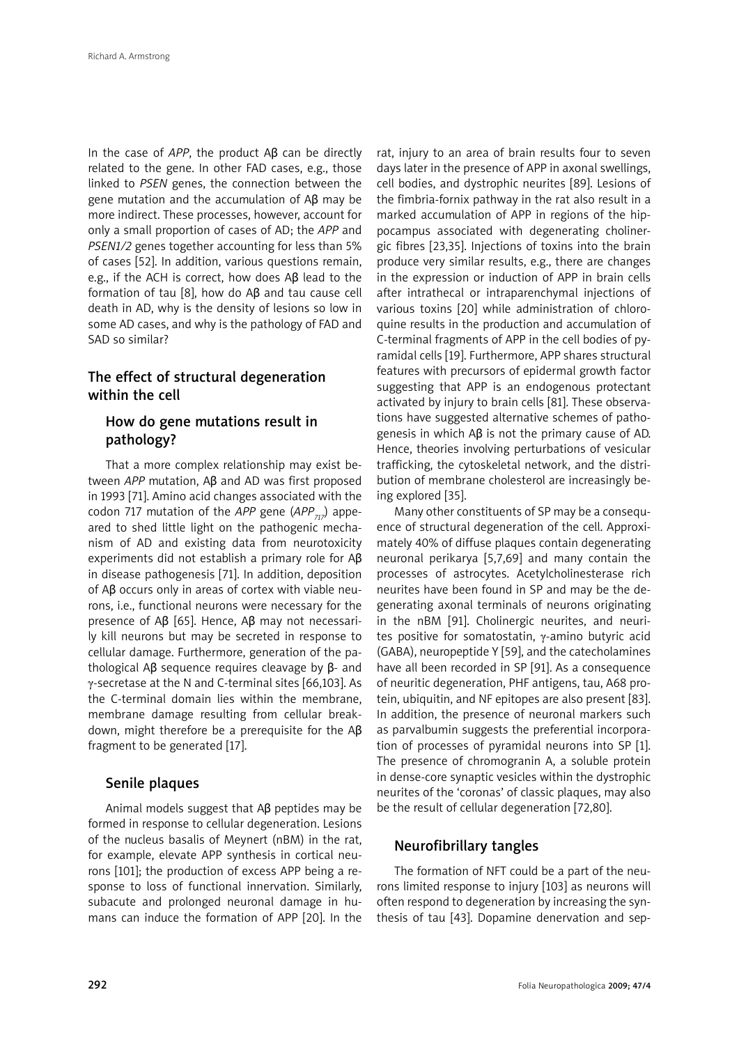In the case of *APP*, the product Aβ can be directly related to the gene. In other FAD cases, e.g., those linked to *PSEN* genes, the connection between the gene mutation and the accumulation of Aβ may be more indirect. These processes, however, account for only a small proportion of cases of AD; the *APP* and *PSEN1/2* genes together accounting for less than 5% of cases [52]. In addition, various questions remain, e.g., if the ACH is correct, how does Aβ lead to the formation of tau [8], how do Aβ and tau cause cell death in AD, why is the density of lesions so low in some AD cases, and why is the pathology of FAD and SAD so similar?

## The effect of structural degeneration within the cell

### How do gene mutations result in pathology?

That a more complex relationship may exist between *APP* mutation, Aβ and AD was first proposed in 1993 [71]. Amino acid changes associated with the codon 717 mutation of the *APP* gene ($APP_{717}$) appeared to shed little light on the pathogenic mechanism of AD and existing data from neurotoxicity experiments did not establish a primary role for Aβ in disease pathogenesis [71]. In addition, deposition of Aβ occurs only in areas of cortex with viable neurons, i.e., functional neurons were necessary for the presence of Aβ [65]. Hence, Aβ may not necessarily kill neurons but may be secreted in response to cellular damage. Furthermore, generation of the pathological Aβ sequence requires cleavage by β- and γ-secretase at the N and C-terminal sites [66,103]. As the C-terminal domain lies within the membrane, membrane damage resulting from cellular breakdown, might therefore be a prerequisite for the Aβ fragment to be generated [17].

### Senile plaques

Animal models suggest that Aβ peptides may be formed in response to cellular degeneration. Lesions of the nucleus basalis of Meynert (nBM) in the rat, for example, elevate APP synthesis in cortical neurons [101]; the production of excess APP being a response to loss of functional innervation. Similarly, subacute and prolonged neuronal damage in humans can induce the formation of APP [20]. In the rat, injury to an area of brain results four to seven days later in the presence of APP in axonal swellings, cell bodies, and dystrophic neurites [89]. Lesions of the fimbria-fornix pathway in the rat also result in a marked accumulation of APP in regions of the hippocampus associated with degenerating cholinergic fibres [23,35]. Injections of toxins into the brain produce very similar results, e.g., there are changes in the expression or induction of APP in brain cells after intrathecal or intraparenchymal injections of various toxins [20] while administration of chloroquine results in the production and accumulation of C-terminal fragments of APP in the cell bodies of pyramidal cells [19]. Furthermore, APP shares structural features with precursors of epidermal growth factor suggesting that APP is an endogenous protectant activated by injury to brain cells [81]. These observations have suggested alternative schemes of pathogenesis in which Aβ is not the primary cause of AD. Hence, theories involving perturbations of vesicular trafficking, the cytoskeletal network, and the distribution of membrane cholesterol are increasingly being explored [35].

Many other constituents of SP may be a consequence of structural degeneration of the cell. Approximately 40% of diffuse plaques contain degenerating neuronal perikarya [5,7,69] and many contain the processes of astrocytes. Acetylcholinesterase rich neurites have been found in SP and may be the degenerating axonal terminals of neurons originating in the nBM [91]. Cholinergic neurites, and neurites positive for somatostatin, γ-amino butyric acid (GABA), neuropeptide Y [59], and the catecholamines have all been recorded in SP [91]. As a consequence of neuritic degeneration, PHF antigens, tau, A68 protein, ubiquitin, and NF epitopes are also present [83]. In addition, the presence of neuronal markers such as parvalbumin suggests the preferential incorporation of processes of pyramidal neurons into SP [1]. The presence of chromogranin A, a soluble protein in dense-core synaptic vesicles within the dystrophic neurites of the 'coronas' of classic plaques, may also be the result of cellular degeneration [72,80].

### Neurofibrillary tangles

The formation of NFT could be a part of the neurons limited response to injury [103] as neurons will often respond to degeneration by increasing the synthesis of tau [43]. Dopamine denervation and sep-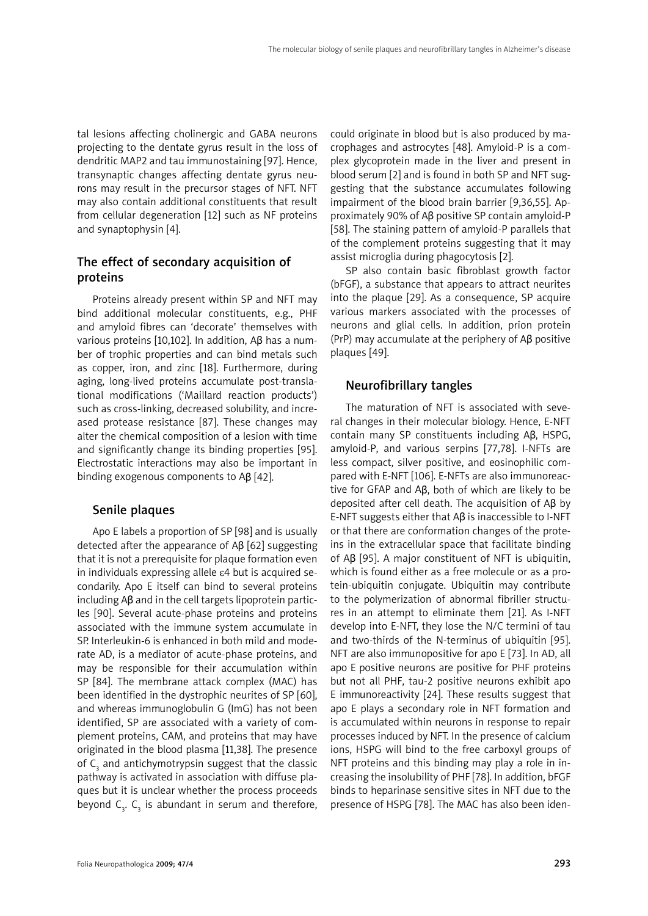tal lesions affecting cholinergic and GABA neurons projecting to the dentate gyrus result in the loss of dendritic MAP2 and tau immunostaining [97]. Hence, transynaptic changes affecting dentate gyrus neurons may result in the precursor stages of NFT. NFT may also contain additional constituents that result from cellular degeneration [12] such as NF proteins and synaptophysin [4].

## The effect of secondary acquisition of proteins

Proteins already present within SP and NFT may bind additional molecular constituents, e.g., PHF and amyloid fibres can 'decorate' themselves with various proteins [10,102]. In addition, Aβ has a number of trophic properties and can bind metals such as copper, iron, and zinc [18]. Furthermore, during aging, long-lived proteins accumulate post-translational modifications ('Maillard reaction products') such as cross-linking, decreased solubility, and increased protease resistance [87]. These changes may alter the chemical composition of a lesion with time and significantly change its binding properties [95]. Electrostatic interactions may also be important in binding exogenous components to Aβ [42].

### Senile plaques

Apo E labels a proportion of SP [98] and is usually detected after the appearance of Aβ [62] suggesting that it is not a prerequisite for plaque formation even in individuals expressing allele ε4 but is acquired secondarily. Apo E itself can bind to several proteins including Aβ and in the cell targets lipoprotein particles [90]. Several acute-phase proteins and proteins associated with the immune system accumulate in SP. Interleukin-6 is enhanced in both mild and moderate AD, is a mediator of acute-phase proteins, and may be responsible for their accumulation within SP [84]. The membrane attack complex (MAC) has been identified in the dystrophic neurites of SP [60], and whereas immunoglobulin G (ImG) has not been identified, SP are associated with a variety of complement proteins, CAM, and proteins that may have originated in the blood plasma [11,38]. The presence of $C_3$ and antichymotrypsin suggest that the classic pathway is activated in association with diffuse plaques but it is unclear whether the process proceeds beyond $C_3$. $C_3$ is abundant in serum and therefore, could originate in blood but is also produced by macrophages and astrocytes [48]. Amyloid-P is a complex glycoprotein made in the liver and present in blood serum [2] and is found in both SP and NFT suggesting that the substance accumulates following impairment of the blood brain barrier [9,36,55]. Approximately 90% of Aβ positive SP contain amyloid-P [58]. The staining pattern of amyloid-P parallels that of the complement proteins suggesting that it may assist microglia during phagocytosis [2].

SP also contain basic fibroblast growth factor (bFGF), a substance that appears to attract neurites into the plaque [29]. As a consequence, SP acquire various markers associated with the processes of neurons and glial cells. In addition, prion protein (PrP) may accumulate at the periphery of Aβ positive plaques [49].

### Neurofibrillary tangles

The maturation of NFT is associated with several changes in their molecular biology. Hence, E-NFT contain many SP constituents including Aβ, HSPG, amyloid-P, and various serpins [77,78]. I-NFTs are less compact, silver positive, and eosinophilic compared with E-NFT [106]. E-NFTs are also immunoreactive for GFAP and Aβ, both of which are likely to be deposited after cell death. The acquisition of Aβ by E-NFT suggests either that Aβ is inaccessible to I-NFT or that there are conformation changes of the proteins in the extracellular space that facilitate binding of Aβ [95]. A major constituent of NFT is ubiquitin, which is found either as a free molecule or as a protein-ubiquitin conjugate. Ubiquitin may contribute to the polymerization of abnormal fibriller structures in an attempt to eliminate them [21]. As I-NFT develop into E-NFT, they lose the N/C termini of tau and two-thirds of the N-terminus of ubiquitin [95]. NFT are also immunopositive for apo E [73]. In AD, all apo E positive neurons are positive for PHF proteins but not all PHF, tau-2 positive neurons exhibit apo E immunoreactivity [24]. These results suggest that apo E plays a secondary role in NFT formation and is accumulated within neurons in response to repair processes induced by NFT. In the presence of calcium ions, HSPG will bind to the free carboxyl groups of NFT proteins and this binding may play a role in increasing the insolubility of PHF [78]. In addition, bFGF binds to heparinase sensitive sites in NFT due to the presence of HSPG [78]. The MAC has also been iden-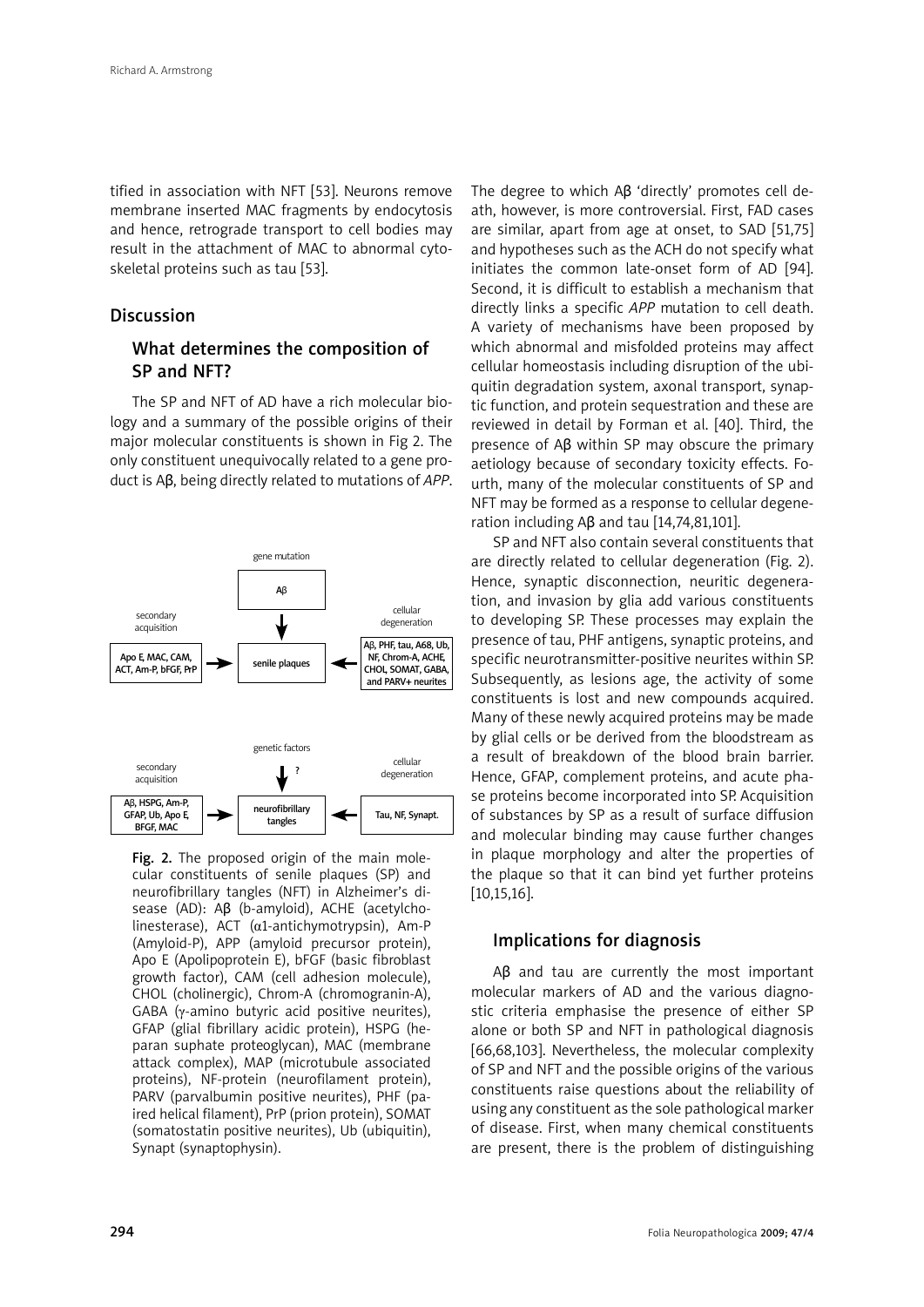tified in association with NFT [53]. Neurons remove membrane inserted MAC fragments by endocytosis and hence, retrograde transport to cell bodies may result in the attachment of MAC to abnormal cytoskeletal proteins such as tau [53].

## Discussion

### What determines the composition of SP and NFT?

The SP and NFT of AD have a rich molecular biology and a summary of the possible origins of their major molecular constituents is shown in Fig 2. The only constituent unequivocally related to a gene product is Aβ, being directly related to mutations of *APP*.

gene mutation

Aβ

secondary acquisition

Apo E, MAC, CAM, ACT, Am-P, bFGF, PrP

senile plaques

cellular degeneration

Aβ, PHF, tau, A68, Ub, NF, Chrom-A, ACHE, CHOL, SOMAT, GABA, and PARV+ neurites

genetic factors

?

secondary acquisition

Aβ, HSPG, Am-P, GFAP, Ub, Apo E, BFGF, MAC

neurofibrillary tangles

cellular degeneration

Tau, NF, Synapt.

**Fig. 2.** The proposed origin of the main molecular constituents of senile plaques (SP) and neurofibrillary tangles (NFT) in Alzheimer's disease (AD): Aβ (b-amyloid), ACHE (acetylcholinesterase), ACT (α1-antichymotrypsin), Am-P (Amyloid-P), APP (amyloid precursor protein), Apo E (Apolipoprotein E), bFGF (basic fibroblast growth factor), CAM (cell adhesion molecule), CHOL (cholinergic), Chrom-A (chromogranin-A), GABA (γ-amino butyric acid positive neurites), GFAP (glial fibrillary acidic protein), HSPG (heparan suphate proteoglycan), MAC (membrane attack complex), MAP (microtubule associated proteins), NF-protein (neurofilament protein), PARV (parvalbumin positive neurites), PHF (paired helical filament), PrP (prion protein), SOMAT (somatostatin positive neurites), Ub (ubiquitin), Synapt (synaptophysin).

The degree to which Aβ 'directly' promotes cell death, however, is more controversial. First, FAD cases are similar, apart from age at onset, to SAD [51,75] and hypotheses such as the ACH do not specify what initiates the common late-onset form of AD [94]. Second, it is difficult to establish a mechanism that directly links a specific *APP* mutation to cell death. A variety of mechanisms have been proposed by which abnormal and misfolded proteins may affect cellular homeostasis including disruption of the ubiquitin degradation system, axonal transport, synaptic function, and protein sequestration and these are reviewed in detail by Forman et al. [40]. Third, the presence of Aβ within SP may obscure the primary aetiology because of secondary toxicity effects. Fourth, many of the molecular constituents of SP and NFT may be formed as a response to cellular degeneration including Aβ and tau [14,74,81,101].

SP and NFT also contain several constituents that are directly related to cellular degeneration (Fig. 2). Hence, synaptic disconnection, neuritic degeneration, and invasion by glia add various constituents to developing SP. These processes may explain the presence of tau, PHF antigens, synaptic proteins, and specific neurotransmitter-positive neurites within SP. Subsequently, as lesions age, the activity of some constituents is lost and new compounds acquired. Many of these newly acquired proteins may be made by glial cells or be derived from the bloodstream as a result of breakdown of the blood brain barrier. Hence, GFAP, complement proteins, and acute phase proteins become incorporated into SP. Acquisition of substances by SP as a result of surface diffusion and molecular binding may cause further changes in plaque morphology and alter the properties of the plaque so that it can bind yet further proteins [10,15,16].

## Implications for diagnosis

Aβ and tau are currently the most important molecular markers of AD and the various diagnostic criteria emphasise the presence of either SP alone or both SP and NFT in pathological diagnosis [66,68,103]. Nevertheless, the molecular complexity of SP and NFT and the possible origins of the various constituents raise questions about the reliability of using any constituent as the sole pathological marker of disease. First, when many chemical constituents are present, there is the problem of distinguishing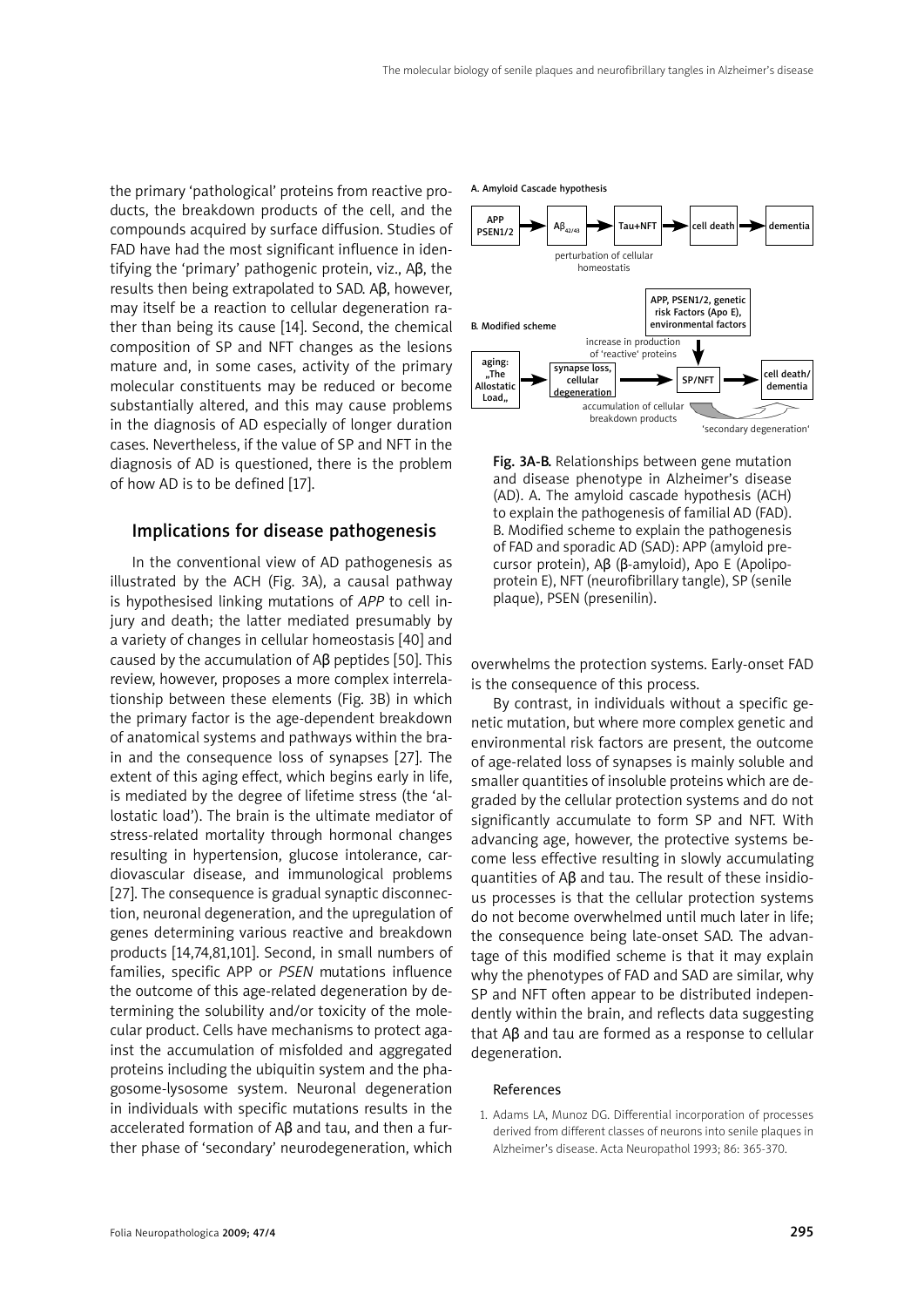the primary 'pathological' proteins from reactive products, the breakdown products of the cell, and the compounds acquired by surface diffusion. Studies of FAD have had the most significant influence in identifying the 'primary' pathogenic protein, viz., Aβ, the results then being extrapolated to SAD. Aβ, however, may itself be a reaction to cellular degeneration rather than being its cause [14]. Second, the chemical composition of SP and NFT changes as the lesions mature and, in some cases, activity of the primary molecular constituents may be reduced or become substantially altered, and this may cause problems in the diagnosis of AD especially of longer duration cases. Nevertheless, if the value of SP and NFT in the diagnosis of AD is questioned, there is the problem of how AD is to be defined [17].

## Implications for disease pathogenesis

In the conventional view of AD pathogenesis as illustrated by the ACH (Fig. 3A), a causal pathway is hypothesised linking mutations of *APP* to cell injury and death; the latter mediated presumably by a variety of changes in cellular homeostasis [40] and caused by the accumulation of Aβ peptides [50]. This review, however, proposes a more complex interrelationship between these elements (Fig. 3B) in which the primary factor is the age-dependent breakdown of anatomical systems and pathways within the brain and the consequence loss of synapses [27]. The extent of this aging effect, which begins early in life, is mediated by the degree of lifetime stress (the 'allostatic load'). The brain is the ultimate mediator of stress-related mortality through hormonal changes resulting in hypertension, glucose intolerance, cardiovascular disease, and immunological problems [27]. The consequence is gradual synaptic disconnection, neuronal degeneration, and the upregulation of genes determining various reactive and breakdown products [14,74,81,101]. Second, in small numbers of families, specific APP or *PSEN* mutations influence the outcome of this age-related degeneration by determining the solubility and/or toxicity of the molecular product. Cells have mechanisms to protect against the accumulation of misfolded and aggregated proteins including the ubiquitin system and the phagosome-lysosome system. Neuronal degeneration in individuals with specific mutations results in the accelerated formation of Aβ and tau, and then a further phase of 'secondary' neurodegeneration, which overwhelms the protection systems. Early-onset FAD is the consequence of this process.

**A. Amyloid Cascade hypothesis**

APP PSEN1/2 → $A\beta_{42/43}$ → Tau+NFT → cell death → dementia

perturbation of cellular homeostatis

**B. Modified scheme**

aging: „The Allostatic Load„ → synapse loss, cellular degeneration → SP/NFT → cell death/dementia

APP, PSEN1/2, genetic risk Factors (Apo E), environmental factors

increase in production of 'reactive' proteins

accumulation of cellular breakdown products

'secondary degeneration'

**Fig. 3A-B.** Relationships between gene mutation and disease phenotype in Alzheimer's disease (AD). A. The amyloid cascade hypothesis (ACH) to explain the pathogenesis of familial AD (FAD). B. Modified scheme to explain the pathogenesis of FAD and sporadic AD (SAD): APP (amyloid precursor protein), Aβ (β-amyloid), Apo E (Apolipoprotein E), NFT (neurofibrillary tangle), SP (senile plaque), PSEN (presenilin).

By contrast, in individuals without a specific genetic mutation, but where more complex genetic and environmental risk factors are present, the outcome of age-related loss of synapses is mainly soluble and smaller quantities of insoluble proteins which are degraded by the cellular protection systems and do not significantly accumulate to form SP and NFT. With advancing age, however, the protective systems become less effective resulting in slowly accumulating quantities of Aβ and tau. The result of these insidious processes is that the cellular protection systems do not become overwhelmed until much later in life; the consequence being late-onset SAD. The advantage of this modified scheme is that it may explain why the phenotypes of FAD and SAD are similar, why SP and NFT often appear to be distributed independently within the brain, and reflects data suggesting that Aβ and tau are formed as a response to cellular degeneration.

### References

1. Adams LA, Munoz DG. Differential incorporation of processes derived from different classes of neurons into senile plaques in Alzheimer's disease. Acta Neuropathol 1993; 86: 365-370.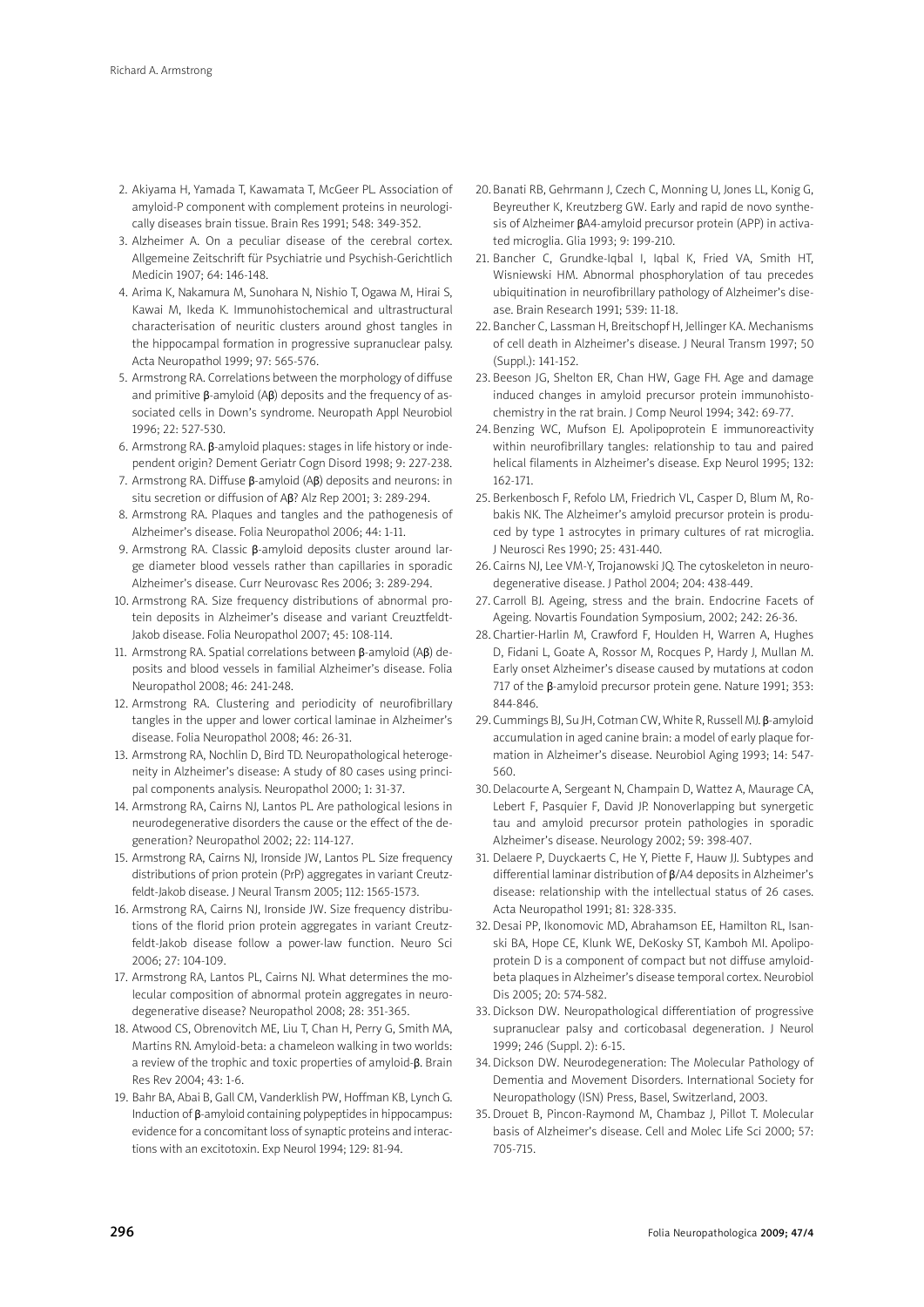2. Akiyama H, Yamada T, Kawamata T, McGeer PL. Association of amyloid-P component with complement proteins in neurologically diseases brain tissue. Brain Res 1991; 548: 349-352.
3. Alzheimer A. On a peculiar disease of the cerebral cortex. Allgemeine Zeitschrift für Psychiatrie und Psychish-Gerichtlich Medicin 1907; 64: 146-148.
4. Arima K, Nakamura M, Sunohara N, Nishio T, Ogawa M, Hirai S, Kawai M, Ikeda K. Immunohistochemical and ultrastructural characterisation of neuritic clusters around ghost tangles in the hippocampal formation in progressive supranuclear palsy. Acta Neuropathol 1999; 97: 565-576.
5. Armstrong RA. Correlations between the morphology of diffuse and primitive β-amyloid (Aβ) deposits and the frequency of associated cells in Down's syndrome. Neuropath Appl Neurobiol 1996; 22: 527-530.
6. Armstrong RA. β-amyloid plaques: stages in life history or independent origin? Dement Geriatr Cogn Disord 1998; 9: 227-238.
7. Armstrong RA. Diffuse β-amyloid (Aβ) deposits and neurons: in situ secretion or diffusion of Aβ? Alz Rep 2001; 3: 289-294.
8. Armstrong RA. Plaques and tangles and the pathogenesis of Alzheimer's disease. Folia Neuropathol 2006; 44: 1-11.
9. Armstrong RA. Classic β-amyloid deposits cluster around large diameter blood vessels rather than capillaries in sporadic Alzheimer's disease. Curr Neurovasc Res 2006; 3: 289-294.
10. Armstrong RA. Size frequency distributions of abnormal protein deposits in Alzheimer's disease and variant Creuztfeldt-Jakob disease. Folia Neuropathol 2007; 45: 108-114.
11. Armstrong RA. Spatial correlations between β-amyloid (Aβ) deposits and blood vessels in familial Alzheimer's disease. Folia Neuropathol 2008; 46: 241-248.
12. Armstrong RA. Clustering and periodicity of neurofibrillary tangles in the upper and lower cortical laminae in Alzheimer's disease. Folia Neuropathol 2008; 46: 26-31.
13. Armstrong RA, Nochlin D, Bird TD. Neuropathological heterogeneity in Alzheimer's disease: A study of 80 cases using principal components analysis. Neuropathol 2000; 1: 31-37.
14. Armstrong RA, Cairns NJ, Lantos PL. Are pathological lesions in neurodegenerative disorders the cause or the effect of the degeneration? Neuropathol 2002; 22: 114-127.
15. Armstrong RA, Cairns NJ, Ironside JW, Lantos PL. Size frequency distributions of prion protein (PrP) aggregates in variant Creutzfeldt-Jakob disease. J Neural Transm 2005; 112: 1565-1573.
16. Armstrong RA, Cairns NJ, Ironside JW. Size frequency distributions of the florid prion protein aggregates in variant Creutzfeldt-Jakob disease follow a power-law function. Neuro Sci 2006; 27: 104-109.
17. Armstrong RA, Lantos PL, Cairns NJ. What determines the molecular composition of abnormal protein aggregates in neurodegenerative disease? Neuropathol 2008; 28: 351-365.
18. Atwood CS, Obrenovitch ME, Liu T, Chan H, Perry G, Smith MA, Martins RN. Amyloid-beta: a chameleon walking in two worlds: a review of the trophic and toxic properties of amyloid-β. Brain Res Rev 2004; 43: 1-6.
19. Bahr BA, Abai B, Gall CM, Vanderklish PW, Hoffman KB, Lynch G. Induction of β-amyloid containing polypeptides in hippocampus: evidence for a concomitant loss of synaptic proteins and interactions with an excitotoxin. Exp Neurol 1994; 129: 81-94.
20. Banati RB, Gehrmann J, Czech C, Monning U, Jones LL, Konig G, Beyreuther K, Kreutzberg GW. Early and rapid de novo synthesis of Alzheimer βA4-amyloid precursor protein (APP) in activated microglia. Glia 1993; 9: 199-210.
21. Bancher C, Grundke-Iqbal I, Iqbal K, Fried VA, Smith HT, Wisniewski HM. Abnormal phosphorylation of tau precedes ubiquitination in neurofibrillary pathology of Alzheimer's disease. Brain Research 1991; 539: 11-18.
22. Bancher C, Lassman H, Breitschopf H, Jellinger KA. Mechanisms of cell death in Alzheimer's disease. J Neural Transm 1997; 50 (Suppl.): 141-152.
23. Beeson JG, Shelton ER, Chan HW, Gage FH. Age and damage induced changes in amyloid precursor protein immunohistochemistry in the rat brain. J Comp Neurol 1994; 342: 69-77.
24. Benzing WC, Mufson EJ. Apolipoprotein E immunoreactivity within neurofibrillary tangles: relationship to tau and paired helical filaments in Alzheimer's disease. Exp Neurol 1995; 132: 162-171.
25. Berkenbosch F, Refolo LM, Friedrich VL, Casper D, Blum M, Robakis NK. The Alzheimer's amyloid precursor protein is produced by type 1 astrocytes in primary cultures of rat microglia. J Neurosci Res 1990; 25: 431-440.
26. Cairns NJ, Lee VM-Y, Trojanowski JQ. The cytoskeleton in neurodegenerative disease. J Pathol 2004; 204: 438-449.
27. Carroll BJ. Ageing, stress and the brain. Endocrine Facets of Ageing. Novartis Foundation Symposium, 2002; 242: 26-36.
28. Chartier-Harlin M, Crawford F, Houlden H, Warren A, Hughes D, Fidani L, Goate A, Rossor M, Rocques P, Hardy J, Mullan M. Early onset Alzheimer's disease caused by mutations at codon 717 of the β-amyloid precursor protein gene. Nature 1991; 353: 844-846.
29. Cummings BJ, Su JH, Cotman CW, White R, Russell MJ. β-amyloid accumulation in aged canine brain: a model of early plaque formation in Alzheimer's disease. Neurobiol Aging 1993; 14: 547-560.
30. Delacourte A, Sergeant N, Champain D, Wattez A, Maurage CA, Lebert F, Pasquier F, David JP. Nonoverlapping but synergetic tau and amyloid precursor protein pathologies in sporadic Alzheimer's disease. Neurology 2002; 59: 398-407.
31. Delaere P, Duyckaerts C, He Y, Piette F, Hauw JJ. Subtypes and differential laminar distribution of β/A4 deposits in Alzheimer's disease: relationship with the intellectual status of 26 cases. Acta Neuropathol 1991; 81: 328-335.
32. Desai PP, Ikonomovic MD, Abrahamson EE, Hamilton RL, Isanski BA, Hope CE, Klunk WE, DeKosky ST, Kamboh MI. Apolipoprotein D is a component of compact but not diffuse amyloid-beta plaques in Alzheimer's disease temporal cortex. Neurobiol Dis 2005; 20: 574-582.
33. Dickson DW. Neuropathological differentiation of progressive supranuclear palsy and corticobasal degeneration. J Neurol 1999; 246 (Suppl. 2): 6-15.
34. Dickson DW. Neurodegeneration: The Molecular Pathology of Dementia and Movement Disorders. International Society for Neuropathology (ISN) Press, Basel, Switzerland, 2003.
35. Drouet B, Pincon-Raymond M, Chambaz J, Pillot T. Molecular basis of Alzheimer's disease. Cell and Molec Life Sci 2000; 57: 705-715.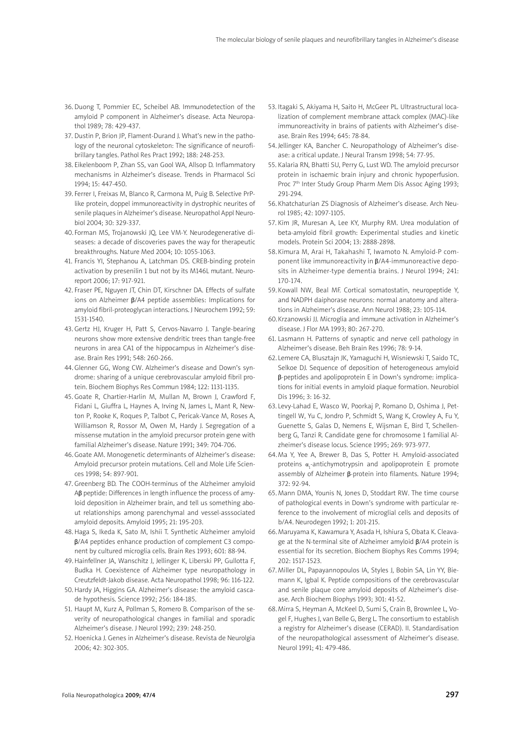36. Duong T, Pommier EC, Scheibel AB. Immunodetection of the amyloid P component in Alzheimer's disease. Acta Neuropathol 1989; 78: 429-437.
37. Dustin P, Brion JP, Flament-Durand J. What's new in the pathology of the neuronal cytoskeleton: The significance of neurofibrillary tangles. Pathol Res Pract 1992; 188: 248-253.
38. Eikelenboom P, Zhan SS, van Gool WA, Allsop D. Inflammatory mechanisms in Alzheimer's disease. Trends in Pharmacol Sci 1994; 15: 447-450.
39. Ferrer I, Freixas M, Blanco R, Carmona M, Puig B. Selective PrP-like protein, doppel immunoreactivity in dystrophic neurites of senile plaques in Alzheimer's disease. Neuropathol Appl Neurobiol 2004; 30: 329-337.
40. Forman MS, Trojanowski JQ, Lee VM-Y. Neurodegenerative diseases: a decade of discoveries paves the way for therapeutic breakthroughs. Nature Med 2004; 10: 1055-1063.
41. Francis YI, Stephanou A, Latchman DS. CREB-binding protein activation by presenilin 1 but not by its M146L mutant. Neuroreport 2006; 17: 917-921.
42. Fraser PE, Nguyen JT, Chin DT, Kirschner DA. Effects of sulfate ions on Alzheimer β/A4 peptide assemblies: Implications for amyloid fibril-proteoglycan interactions. J Neurochem 1992; 59: 1531-1540.
43. Gertz HJ, Kruger H, Patt S, Cervos-Navarro J. Tangle-bearing neurons show more extensive dendritic trees than tangle-free neurons in area CA1 of the hippocampus in Alzheimer's disease. Brain Res 1991; 548: 260-266.
44. Glenner GG, Wong CW. Alzheimer's disease and Down's syndrome: sharing of a unique cerebrovascular amyloid fibril protein. Biochem Biophys Res Commun 1984; 122: 1131-1135.
45. Goate R, Chartier-Harlin M, Mullan M, Brown J, Crawford F, Fidani L, Giuffra L, Haynes A, Irving N, James L, Mant R, Newton P, Rooke K, Roques P, Talbot C, Pericak-Vance M, Roses A, Williamson R, Rossor M, Owen M, Hardy J. Segregation of a missense mutation in the amyloid precursor protein gene with familial Alzheimer's disease. Nature 1991; 349: 704-706.
46. Goate AM. Monogenetic determinants of Alzheimer's disease: Amyloid precursor protein mutations. Cell and Mole Life Sciences 1998; 54: 897-901.
47. Greenberg BD. The COOH-terminus of the Alzheimer amyloid Aβ peptide: Differences in length influence the process of amyloid deposition in Alzheimer brain, and tell us something about relationships among parenchymal and vessel-asssociated amyloid deposits. Amyloid 1995; 21: 195-203.
48. Haga S, Ikeda K, Sato M, Ishii T. Synthetic Alzheimer amyloid β/A4 peptides enhance production of complement C3 component by cultured microglia cells. Brain Res 1993; 601: 88-94.
49. Hainfellner JA, Wanschitz J, Jellinger K, Liberski PP, Gullotta F, Budka H. Coexistence of Alzheimer type neuropathology in Creutzfeldt-Jakob disease. Acta Neuropathol 1998; 96: 116-122.
50. Hardy JA, Higgins GA. Alzheimer's disease: the amyloid cascade hypothesis. Science 1992; 256: 184-185.
51. Haupt M, Kurz A, Pollman S, Romero B. Comparison of the severity of neuropathological changes in familial and sporadic Alzheimer's disease. J Neurol 1992; 239: 248-250.
52. Hoenicka J. Genes in Alzheimer's disease. Revista de Neurolgia 2006; 42: 302-305.
53. Itagaki S, Akiyama H, Saito H, McGeer PL. Ultrastructural localization of complement membrane attack complex (MAC)-like immunoreactivity in brains of patients with Alzheimer's disease. Brain Res 1994; 645: 78-84.
54. Jellinger KA, Bancher C. Neuropathology of Alzheimer's disease: a critical update. J Neural Transm 1998; 54: 77-95.
55. Kalaria RN, Bhatti SU, Perry G, Lust WD. The amyloid precursor protein in ischaemic brain injury and chronic hypoperfusion. Proc 7th Inter Study Group Pharm Mem Dis Assoc Aging 1993; 291-294.
56. Khatchaturian ZS Diagnosis of Alzheimer's disease. Arch Neurol 1985; 42: 1097-1105.
57. Kim JR, Muresan A, Lee KY, Murphy RM. Urea modulation of beta-amyloid fibril growth: Experimental studies and kinetic models. Protein Sci 2004; 13: 2888-2898.
58. Kimura M, Arai H, Takahashi T, Iwamoto N. Amyloid-P component like immunoreactivity in β/A4-immunoreactive deposits in Alzheimer-type dementia brains. J Neurol 1994; 241: 170-174.
59. Kowall NW, Beal MF. Cortical somatostatin, neuropeptide Y, and NADPH daiphorase neurons: normal anatomy and alterations in Alzheimer's disease. Ann Neurol 1988; 23: 105-114.
60. Krzanowski JJ. Microglia and immune activation in Alzheimer's disease. J Flor MA 1993; 80: 267-270.
61. Lasmann H. Patterns of synaptic and nerve cell pathology in Alzheimer's disease. Beh Brain Res 1996; 78: 9-14.
62. Lemere CA, Blusztajn JK, Yamaguchi H, Wisniewski T, Saido TC, Selkoe DJ. Sequence of deposition of heterogeneous amyloid β-peptides and apolipoprotein E in Down's syndrome: implications for initial events in amyloid plaque formation. Neurobiol Dis 1996; 3: 16-32.
63. Levy-Lahad E, Wasco W, Poorkaj P, Romano D, Oshima J, Pettingell W, Yu C, Jondro P, Schmidt S, Wang K, Crowley A, Fu Y, Guenette S, Galas D, Nemens E, Wijsman E, Bird T, Schellenberg G, Tanzi R. Candidate gene for chromosome 1 familial Alzheimer's disease locus. Science 1995; 269: 973-977.
64. Ma Y, Yee A, Brewer B, Das S, Potter H. Amyloid-associated proteins $\alpha_1$-antichymotrypsin and apolipoprotein E promote assembly of Alzheimer β-protein into filaments. Nature 1994; 372: 92-94.
65. Mann DMA, Younis N, Jones D, Stoddart RW. The time course of pathological events in Down's syndrome with particular reference to the involvement of microglial cells and deposits of b/A4. Neurodegen 1992; 1: 201-215.
66. Maruyama K, Kawamura Y, Asada H, Ishiura S, Obata K. Cleavage at the N-terminal site of Alzheimer amyloid β/A4 protein is essential for its secretion. Biochem Biophys Res Comms 1994; 202: 1517-1523.
67. Miller DL, Papayannopoulos IA, Styles J, Bobin SA, Lin YY, Biemann K, Igbal K. Peptide compositions of the cerebrovascular and senile plaque core amyloid deposits of Alzheimer's disease. Arch Biochem Biophys 1993; 301: 41-52.
68. Mirra S, Heyman A, McKeel D, Sumi S, Crain B, Brownlee L, Vogel F, Hughes J, van Belle G, Berg L. The consortium to establish a registry for Alzheimer's disease (CERAD). II. Standardisation of the neuropathological assessment of Alzheimer's disease. Neurol 1991; 41: 479-486.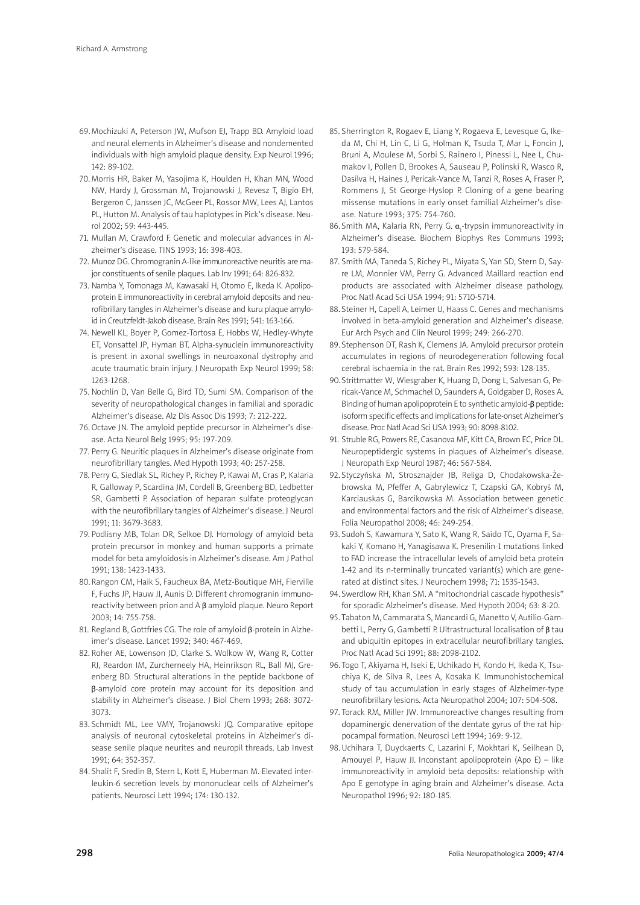69. Mochizuki A, Peterson JW, Mufson EJ, Trapp BD. Amyloid load and neural elements in Alzheimer's disease and nondemented individuals with high amyloid plaque density. Exp Neurol 1996; 142: 89-102.
70. Morris HR, Baker M, Yasojima K, Houlden H, Khan MN, Wood NW, Hardy J, Grossman M, Trojanowski J, Revesz T, Bigio EH, Bergeron C, Janssen JC, McGeer PL, Rossor MW, Lees AJ, Lantos PL, Hutton M. Analysis of tau haplotypes in Pick's disease. Neurol 2002; 59: 443-445.
71. Mullan M, Crawford F. Genetic and molecular advances in Alzheimer's disease. TINS 1993; 16: 398-403.
72. Munoz DG. Chromogranin A-like immunoreactive neuritis are major constituents of senile plaques. Lab Inv 1991; 64: 826-832.
73. Namba Y, Tomonaga M, Kawasaki H, Otomo E, Ikeda K. Apolipoprotein E immunoreactivity in cerebral amyloid deposits and neurofibrillary tangles in Alzheimer's disease and kuru plaque amyloid in Creutzfeldt-Jakob disease. Brain Res 1991; 541: 163-166.
74. Newell KL, Boyer P, Gomez-Tortosa E, Hobbs W, Hedley-Whyte ET, Vonsattel JP, Hyman BT. Alpha-synuclein immunoreactivity is present in axonal swellings in neuroaxonal dystrophy and acute traumatic brain injury. J Neuropath Exp Neurol 1999; 58: 1263-1268.
75. Nochlin D, Van Belle G, Bird TD, Sumi SM. Comparison of the severity of neuropathological changes in familial and sporadic Alzheimer's disease. Alz Dis Assoc Dis 1993; 7: 212-222.
76. Octave JN. The amyloid peptide precursor in Alzheimer's disease. Acta Neurol Belg 1995; 95: 197-209.
77. Perry G. Neuritic plaques in Alzheimer's disease originate from neurofibrillary tangles. Med Hypoth 1993; 40: 257-258.
78. Perry G, Siedlak SL, Richey P, Richey P, Kawai M, Cras P, Kalaria R, Galloway P, Scardina JM, Cordell B, Greenberg BD, Ledbetter SR, Gambetti P. Association of heparan sulfate proteoglycan with the neurofibrillary tangles of Alzheimer's disease. J Neurol 1991; 11: 3679-3683.
79. Podlisny MB, Tolan DR, Selkoe DJ. Homology of amyloid beta protein precursor in monkey and human supports a primate model for beta amyloidosis in Alzheimer's disease. Am J Pathol 1991; 138: 1423-1433.
80. Rangon CM, Haik S, Faucheux BA, Metz-Boutique MH, Fierville F, Fuchs JP, Hauw JJ, Aunis D. Different chromogranin immunoreactivity between prion and A β amyloid plaque. Neuro Report 2003; 14: 755-758.
81. Regland B, Gottfries CG. The role of amyloid β-protein in Alzheimer's disease. Lancet 1992; 340: 467-469.
82. Roher AE, Lowenson JD, Clarke S. Wolkow W, Wang R, Cotter RJ, Reardon IM, Zurcherneely HA, Heinrikson RL, Ball MJ, Greenberg BD. Structural alterations in the peptide backbone of β-amyloid core protein may account for its deposition and stability in Alzheimer's disease. J Biol Chem 1993; 268: 3072-3073.
83. Schmidt ML, Lee VMY, Trojanowski JQ. Comparative epitope analysis of neuronal cytoskeletal proteins in Alzheimer's disease senile plaque neurites and neuropil threads. Lab Invest 1991; 64: 352-357.
84. Shalit F, Sredin B, Stern L, Kott E, Huberman M. Elevated interleukin-6 secretion levels by mononuclear cells of Alzheimer's patients. Neurosci Lett 1994; 174: 130-132.
85. Sherrington R, Rogaev E, Liang Y, Rogaeva E, Levesque G, Ikeda M, Chi H, Lin C, Li G, Holman K, Tsuda T, Mar L, Foncin J, Bruni A, Moulese M, Sorbi S, Rainero I, Pinessi L, Nee L, Chumakov I, Pollen D, Brookes A, Sauseau P, Polinski R, Wasco R, Dasilva H, Haines J, Pericak-Vance M, Tanzi R, Roses A, Fraser P, Rommens J, St George-Hyslop P. Cloning of a gene bearing missense mutations in early onset familial Alzheimer's disease. Nature 1993; 375: 754-760.
86. Smith MA, Kalaria RN, Perry G. $\alpha_1$-trypsin immunoreactivity in Alzheimer's disease. Biochem Biophys Res Communs 1993; 193: 579-584.
87. Smith MA, Taneda S, Richey PL, Miyata S, Yan SD, Stern D, Sayre LM, Monnier VM, Perry G. Advanced Maillard reaction end products are associated with Alzheimer disease pathology. Proc Natl Acad Sci USA 1994; 91: 5710-5714.
88. Steiner H, Capell A, Leimer U, Haass C. Genes and mechanisms involved in beta-amyloid generation and Alzheimer's disease. Eur Arch Psych and Clin Neurol 1999; 249: 266-270.
89. Stephenson DT, Rash K, Clemens JA. Amyloid precursor protein accumulates in regions of neurodegeneration following focal cerebral ischaemia in the rat. Brain Res 1992; 593: 128-135.
90. Strittmatter W, Wiesgraber K, Huang D, Dong L, Salvesan G, Pericak-Vance M, Schmachel D, Saunders A, Goldgaber D, Roses A. Binding of human apolipoprotein E to synthetic amyloid-β peptide: isoform specific effects and implications for late-onset Alzheimer's disease. Proc Natl Acad Sci USA 1993; 90: 8098-8102.
91. Struble RG, Powers RE, Casanova MF, Kitt CA, Brown EC, Price DL. Neuropeptidergic systems in plaques of Alzheimer's disease. J Neuropath Exp Neurol 1987; 46: 567-584.
92. Styczyńska M, Strosznajder JB, Religa D, Chodakowska-Żebrowska M, Pfeffer A, Gabrylewicz T, Czapski GA, Kobryś M, Karciauskas G, Barcikowska M. Association between genetic and environmental factors and the risk of Alzheimer's disease. Folia Neuropathol 2008; 46: 249-254.
93. Sudoh S, Kawamura Y, Sato K, Wang R, Saido TC, Oyama F, Sakaki Y, Komano H, Yanagisawa K. Presenilin-1 mutations linked to FAD increase the intracellular levels of amyloid beta protein 1-42 and its n-terminally truncated variant(s) which are generated at distinct sites. J Neurochem 1998; 71: 1535-1543.
94. Swerdlow RH, Khan SM. A "mitochondrial cascade hypothesis" for sporadic Alzheimer's disease. Med Hypoth 2004; 63: 8-20.
95. Tabaton M, Cammarata S, Mancardi G, Manetto V, Autilio-Gambetti L, Perry G, Gambetti P. Ultrastructural localisation of β tau and ubiquitin epitopes in extracellular neurofibrillary tangles. Proc Natl Acad Sci 1991; 88: 2098-2102.
96. Togo T, Akiyama H, Iseki E, Uchikado H, Kondo H, Ikeda K, Tsuchiya K, de Silva R, Lees A, Kosaka K. Immunohistochemical study of tau accumulation in early stages of Alzheimer-type neurofibrillary lesions. Acta Neuropathol 2004; 107: 504-508.
97. Torack RM, Miller JW. Immunoreactive changes resulting from dopaminergic denervation of the dentate gyrus of the rat hippocampal formation. Neurosci Lett 1994; 169: 9-12.
98. Uchihara T, Duyckaerts C, Lazarini F, Mokhtari K, Seilhean D, Amouyel P, Hauw JJ. Inconstant apolipoprotein (Apo E) – like immunoreactivity in amyloid beta deposits: relationship with Apo E genotype in aging brain and Alzheimer's disease. Acta Neuropathol 1996; 92: 180-185.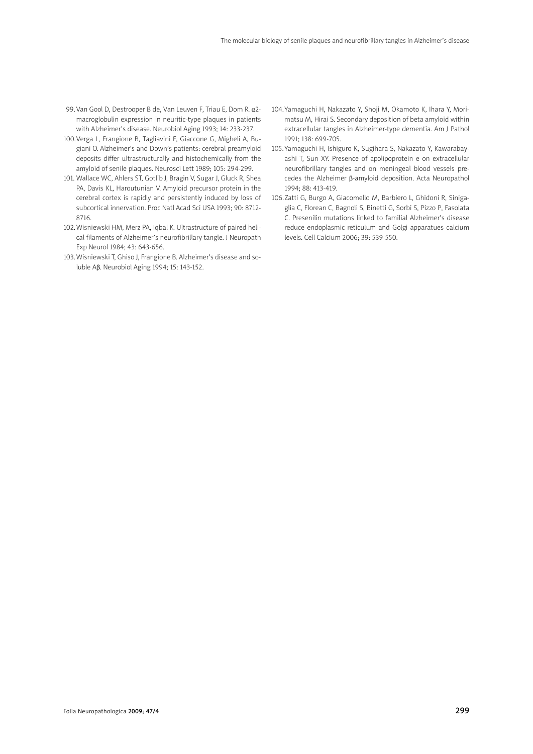99. Van Gool D, Destrooper B de, Van Leuven F, Triau E, Dom R. α2-macroglobulin expression in neuritic-type plaques in patients with Alzheimer's disease. Neurobiol Aging 1993; 14: 233-237.
100. Verga L, Frangione B, Tagliavini F, Giaccone G, Migheli A, Bugiani O. Alzheimer's and Down's patients: cerebral preamyloid deposits differ ultrastructurally and histochemically from the amyloid of senile plaques. Neurosci Lett 1989; 105: 294-299.
101. Wallace WC, Ahlers ST, Gotlib J, Bragin V, Sugar J, Gluck R, Shea PA, Davis KL, Haroutunian V. Amyloid precursor protein in the cerebral cortex is rapidly and persistently induced by loss of subcortical innervation. Proc Natl Acad Sci USA 1993; 90: 8712-8716.
102. Wisniewski HM, Merz PA, Iqbal K. Ultrastructure of paired helical filaments of Alzheimer's neurofibrillary tangle. J Neuropath Exp Neurol 1984; 43: 643-656.
103. Wisniewski T, Ghiso J, Frangione B. Alzheimer's disease and soluble Aβ. Neurobiol Aging 1994; 15: 143-152.
104. Yamaguchi H, Nakazato Y, Shoji M, Okamoto K, Ihara Y, Morimatsu M, Hirai S. Secondary deposition of beta amyloid within extracellular tangles in Alzheimer-type dementia. Am J Pathol 1991; 138: 699-705.
105. Yamaguchi H, Ishiguro K, Sugihara S, Nakazato Y, Kawarabayashi T, Sun XY. Presence of apolipoprotein e on extracellular neurofibrillary tangles and on meningeal blood vessels precedes the Alzheimer β-amyloid deposition. Acta Neuropathol 1994; 88: 413-419.
106. Zatti G, Burgo A, Giacomello M, Barbiero L, Ghidoni R, Sinigaglia C, Florean C, Bagnoli S, Binetti G, Sorbi S, Pizzo P, Fasolata C. Presenilin mutations linked to familial Alzheimer's disease reduce endoplasmic reticulum and Golgi apparatues calcium levels. Cell Calcium 2006; 39: 539-550.